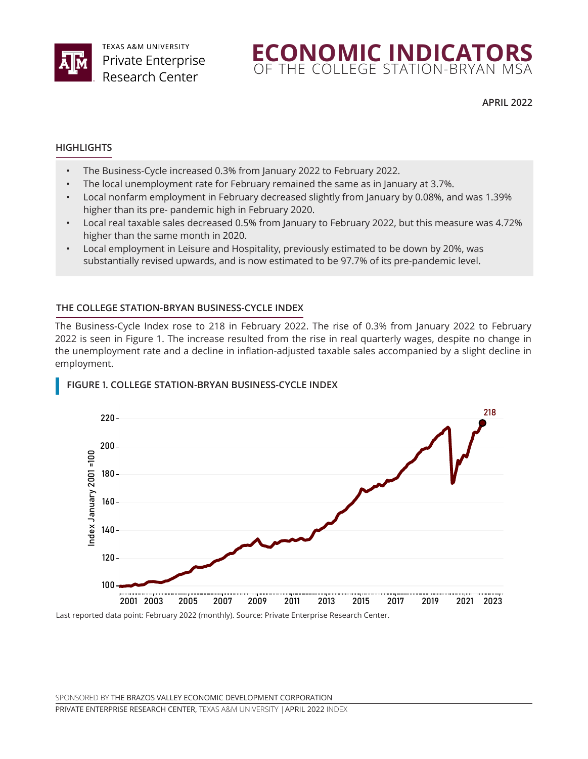TEXAS A&M UNIVERSITY
Private Enterprise
Research Center

# ECONOMIC INDICATORS
OF THE COLLEGE STATION-BRYAN MSA

**APRIL 2022**

## HIGHLIGHTS

- The Business-Cycle increased 0.3% from January 2022 to February 2022.
- The local unemployment rate for February remained the same as in January at 3.7%.
- Local nonfarm employment in February decreased slightly from January by 0.08%, and was 1.39% higher than its pre- pandemic high in February 2020.
- Local real taxable sales decreased 0.5% from January to February 2022, but this measure was 4.72% higher than the same month in 2020.
- Local employment in Leisure and Hospitality, previously estimated to be down by 20%, was substantially revised upwards, and is now estimated to be 97.7% of its pre-pandemic level.

## THE COLLEGE STATION-BRYAN BUSINESS-CYCLE INDEX

The Business-Cycle Index rose to 218 in February 2022. The rise of 0.3% from January 2022 to February 2022 is seen in Figure 1. The increase resulted from the rise in real quarterly wages, despite no change in the unemployment rate and a decline in inflation-adjusted taxable sales accompanied by a slight decline in employment.

### FIGURE 1. COLLEGE STATION-BRYAN BUSINESS-CYCLE INDEX

Last reported data point: February 2022 (monthly). Source: Private Enterprise Research Center.

SPONSORED BY THE BRAZOS VALLEY ECONOMIC DEVELOPMENT CORPORATION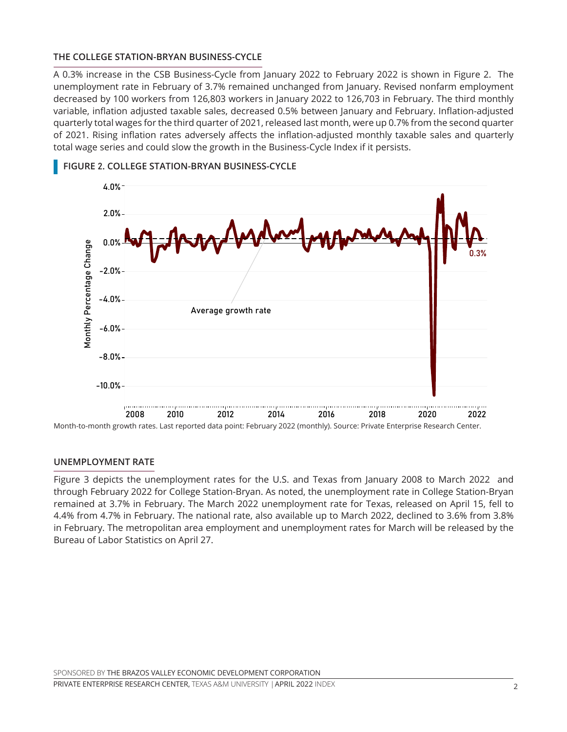## THE COLLEGE STATION-BRYAN BUSINESS-CYCLE

A 0.3% increase in the CSB Business-Cycle from January 2022 to February 2022 is shown in Figure 2. The unemployment rate in February of 3.7% remained unchanged from January. Revised nonfarm employment decreased by 100 workers from 126,803 workers in January 2022 to 126,703 in February. The third monthly variable, inflation adjusted taxable sales, decreased 0.5% between January and February. Inflation-adjusted quarterly total wages for the third quarter of 2021, released last month, were up 0.7% from the second quarter of 2021. Rising inflation rates adversely affects the inflation-adjusted monthly taxable sales and quarterly total wage series and could slow the growth in the Business-Cycle Index if it persists.

### FIGURE 2. COLLEGE STATION-BRYAN BUSINESS-CYCLE

Month-to-month growth rates. Last reported data point: February 2022 (monthly). Source: Private Enterprise Research Center.

## UNEMPLOYMENT RATE

Figure 3 depicts the unemployment rates for the U.S. and Texas from January 2008 to March 2022 and through February 2022 for College Station-Bryan. As noted, the unemployment rate in College Station-Bryan remained at 3.7% in February. The March 2022 unemployment rate for Texas, released on April 15, fell to 4.4% from 4.7% in February. The national rate, also available up to March 2022, declined to 3.6% from 3.8% in February. The metropolitan area employment and unemployment rates for March will be released by the Bureau of Labor Statistics on April 27.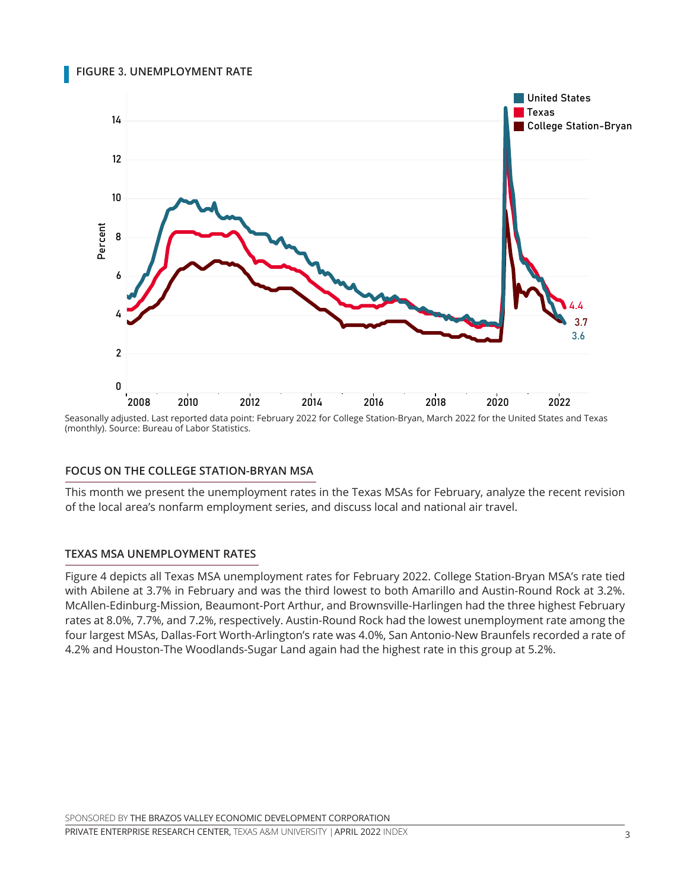**FIGURE 3. UNEMPLOYMENT RATE**

Seasonally adjusted. Last reported data point: February 2022 for College Station-Bryan, March 2022 for the United States and Texas (monthly). Source: Bureau of Labor Statistics.

## FOCUS ON THE COLLEGE STATION-BRYAN MSA

This month we present the unemployment rates in the Texas MSAs for February, analyze the recent revision of the local area's nonfarm employment series, and discuss local and national air travel.

## TEXAS MSA UNEMPLOYMENT RATES

Figure 4 depicts all Texas MSA unemployment rates for February 2022. College Station-Bryan MSA's rate tied with Abilene at 3.7% in February and was the third lowest to both Amarillo and Austin-Round Rock at 3.2%. McAllen-Edinburg-Mission, Beaumont-Port Arthur, and Brownsville-Harlingen had the three highest February rates at 8.0%, 7.7%, and 7.2%, respectively. Austin-Round Rock had the lowest unemployment rate among the four largest MSAs, Dallas-Fort Worth-Arlington's rate was 4.0%, San Antonio-New Braunfels recorded a rate of 4.2% and Houston-The Woodlands-Sugar Land again had the highest rate in this group at 5.2%.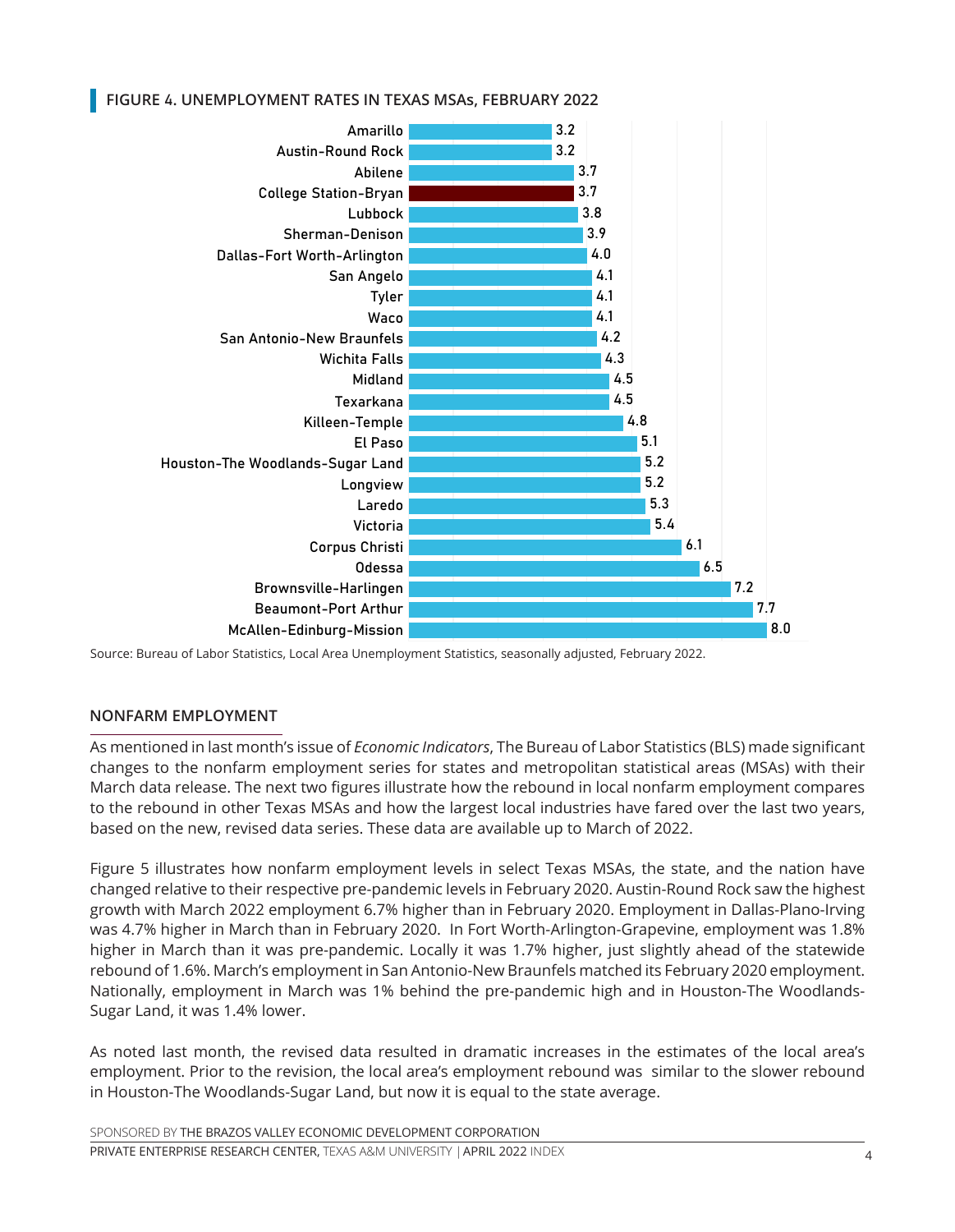## FIGURE 4. UNEMPLOYMENT RATES IN TEXAS MSAs, FEBRUARY 2022

| MSA | Unemployment Rate |
|---|---|
| Amarillo | 3.2 |
| Austin-Round Rock | 3.2 |
| Abilene | 3.7 |
| College Station-Bryan | 3.7 |
| Lubbock | 3.8 |
| Sherman-Denison | 3.9 |
| Dallas-Fort Worth-Arlington | 4.0 |
| San Angelo | 4.1 |
| Tyler | 4.1 |
| Waco | 4.1 |
| San Antonio-New Braunfels | 4.2 |
| Wichita Falls | 4.3 |
| Midland | 4.5 |
| Texarkana | 4.5 |
| Killeen-Temple | 4.8 |
| El Paso | 5.1 |
| Houston-The Woodlands-Sugar Land | 5.2 |
| Longview | 5.2 |
| Laredo | 5.3 |
| Victoria | 5.4 |
| Corpus Christi | 6.1 |
| Odessa | 6.5 |
| Brownsville-Harlingen | 7.2 |
| Beaumont-Port Arthur | 7.7 |
| McAllen-Edinburg-Mission | 8.0 |

Source: Bureau of Labor Statistics, Local Area Unemployment Statistics, seasonally adjusted, February 2022.

## NONFARM EMPLOYMENT

As mentioned in last month's issue of *Economic Indicators*, The Bureau of Labor Statistics (BLS) made significant changes to the nonfarm employment series for states and metropolitan statistical areas (MSAs) with their March data release. The next two figures illustrate how the rebound in local nonfarm employment compares to the rebound in other Texas MSAs and how the largest local industries have fared over the last two years, based on the new, revised data series. These data are available up to March of 2022.

Figure 5 illustrates how nonfarm employment levels in select Texas MSAs, the state, and the nation have changed relative to their respective pre-pandemic levels in February 2020. Austin-Round Rock saw the highest growth with March 2022 employment 6.7% higher than in February 2020. Employment in Dallas-Plano-Irving was 4.7% higher in March than in February 2020. In Fort Worth-Arlington-Grapevine, employment was 1.8% higher in March than it was pre-pandemic. Locally it was 1.7% higher, just slightly ahead of the statewide rebound of 1.6%. March's employment in San Antonio-New Braunfels matched its February 2020 employment. Nationally, employment in March was 1% behind the pre-pandemic high and in Houston-The Woodlands-Sugar Land, it was 1.4% lower.

As noted last month, the revised data resulted in dramatic increases in the estimates of the local area's employment. Prior to the revision, the local area's employment rebound was similar to the slower rebound in Houston-The Woodlands-Sugar Land, but now it is equal to the state average.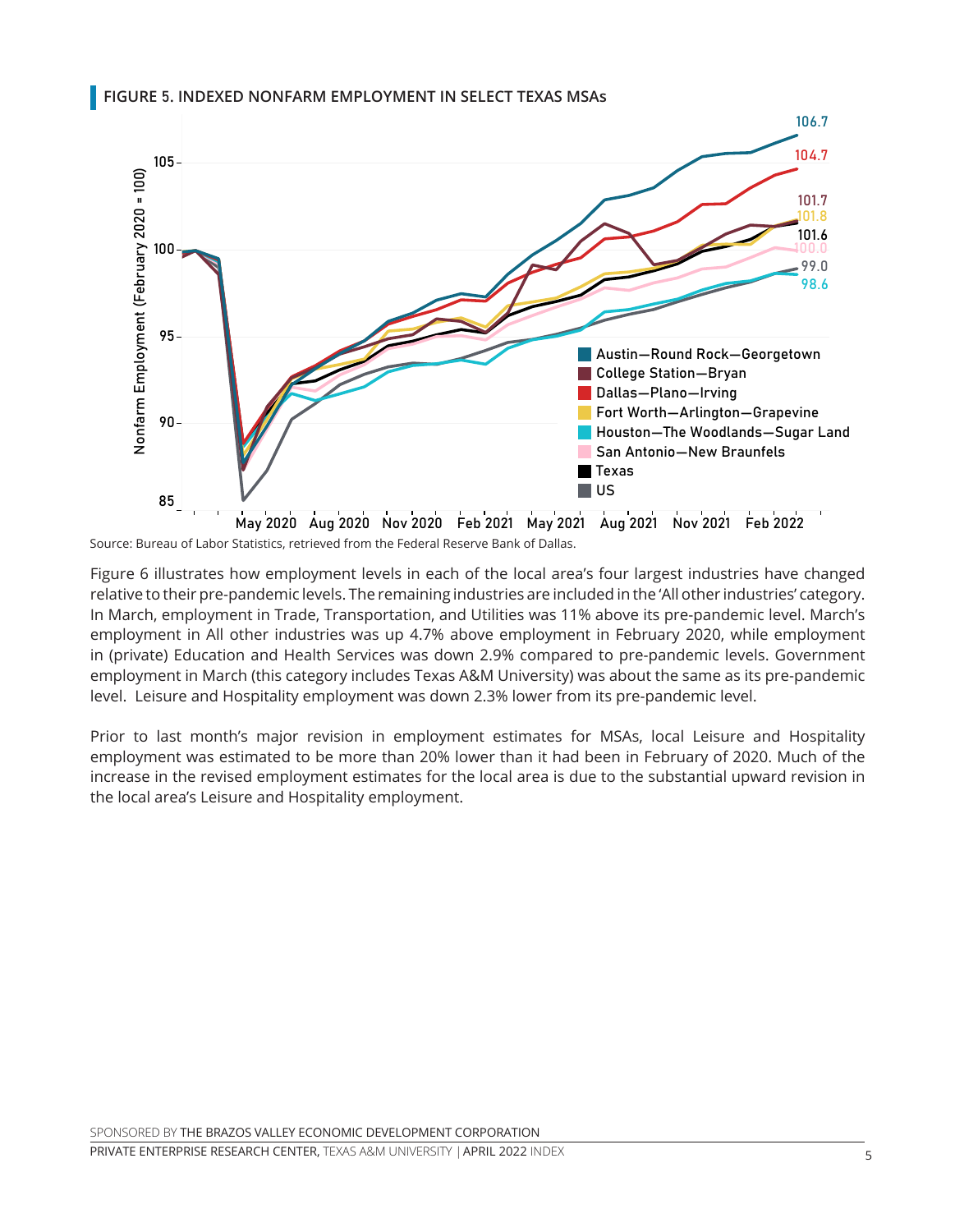**FIGURE 5. INDEXED NONFARM EMPLOYMENT IN SELECT TEXAS MSAs**

Source: Bureau of Labor Statistics, retrieved from the Federal Reserve Bank of Dallas.

Figure 6 illustrates how employment levels in each of the local area's four largest industries have changed relative to their pre-pandemic levels. The remaining industries are included in the 'All other industries' category. In March, employment in Trade, Transportation, and Utilities was 11% above its pre-pandemic level. March's employment in All other industries was up 4.7% above employment in February 2020, while employment in (private) Education and Health Services was down 2.9% compared to pre-pandemic levels. Government employment in March (this category includes Texas A&M University) was about the same as its pre-pandemic level. Leisure and Hospitality employment was down 2.3% lower from its pre-pandemic level.

Prior to last month's major revision in employment estimates for MSAs, local Leisure and Hospitality employment was estimated to be more than 20% lower than it had been in February of 2020. Much of the increase in the revised employment estimates for the local area is due to the substantial upward revision in the local area's Leisure and Hospitality employment.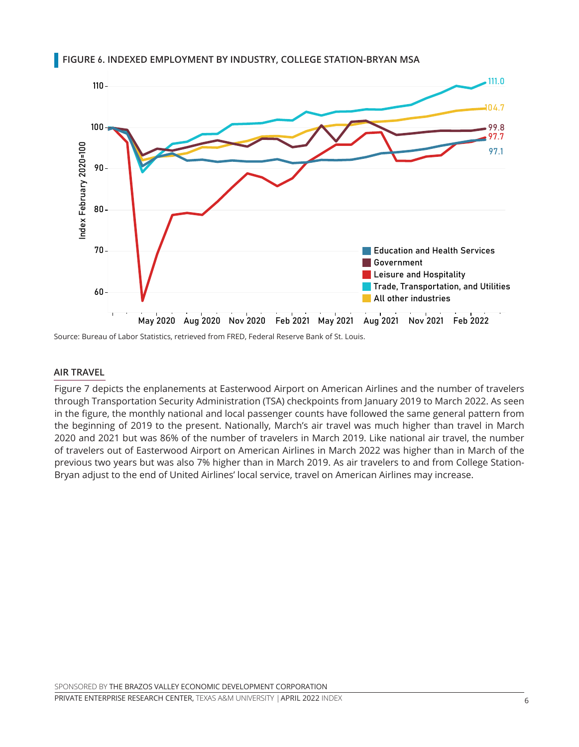**FIGURE 6. INDEXED EMPLOYMENT BY INDUSTRY, COLLEGE STATION-BRYAN MSA**

Source: Bureau of Labor Statistics, retrieved from FRED, Federal Reserve Bank of St. Louis.

## AIR TRAVEL

Figure 7 depicts the enplanements at Easterwood Airport on American Airlines and the number of travelers through Transportation Security Administration (TSA) checkpoints from January 2019 to March 2022. As seen in the figure, the monthly national and local passenger counts have followed the same general pattern from the beginning of 2019 to the present. Nationally, March's air travel was much higher than travel in March 2020 and 2021 but was 86% of the number of travelers in March 2019. Like national air travel, the number of travelers out of Easterwood Airport on American Airlines in March 2022 was higher than in March of the previous two years but was also 7% higher than in March 2019. As air travelers to and from College Station-Bryan adjust to the end of United Airlines' local service, travel on American Airlines may increase.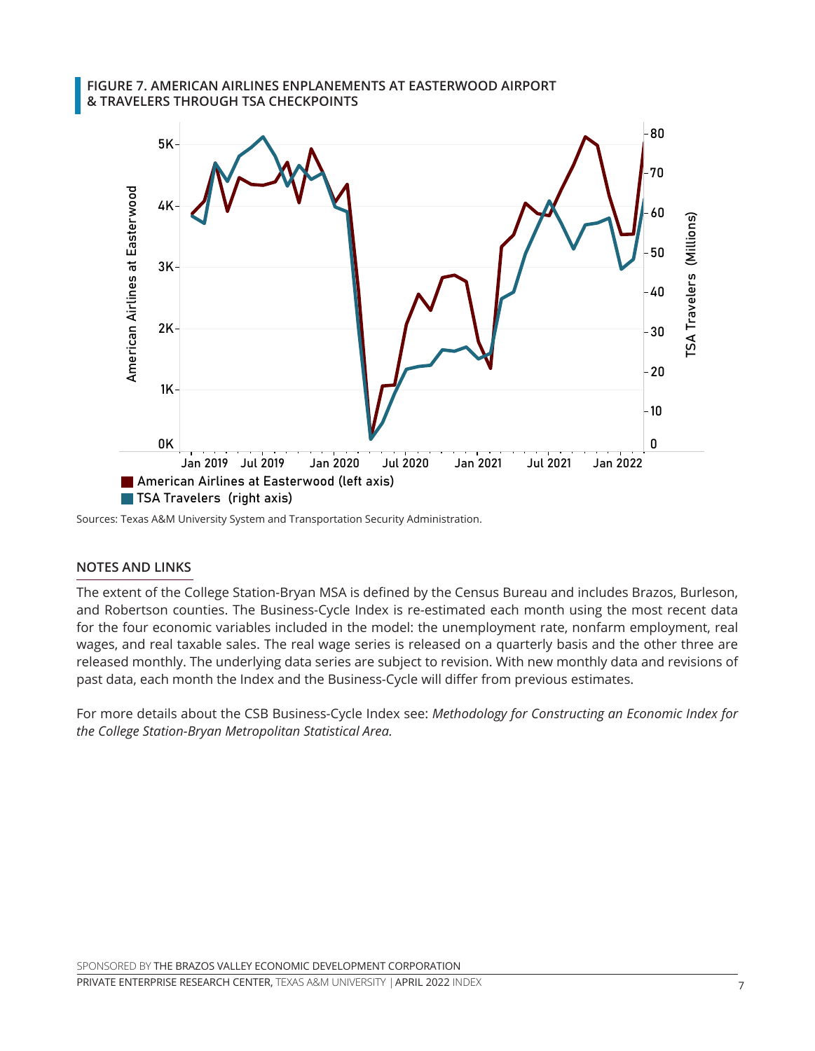**FIGURE 7. AMERICAN AIRLINES ENPLANEMENTS AT EASTERWOOD AIRPORT & TRAVELERS THROUGH TSA CHECKPOINTS**

Sources: Texas A&M University System and Transportation Security Administration.

## NOTES AND LINKS

The extent of the College Station-Bryan MSA is defined by the Census Bureau and includes Brazos, Burleson, and Robertson counties. The Business-Cycle Index is re-estimated each month using the most recent data for the four economic variables included in the model: the unemployment rate, nonfarm employment, real wages, and real taxable sales. The real wage series is released on a quarterly basis and the other three are released monthly. The underlying data series are subject to revision. With new monthly data and revisions of past data, each month the Index and the Business-Cycle will differ from previous estimates.

For more details about the CSB Business-Cycle Index see: *Methodology for Constructing an Economic Index for the College Station-Bryan Metropolitan Statistical Area.*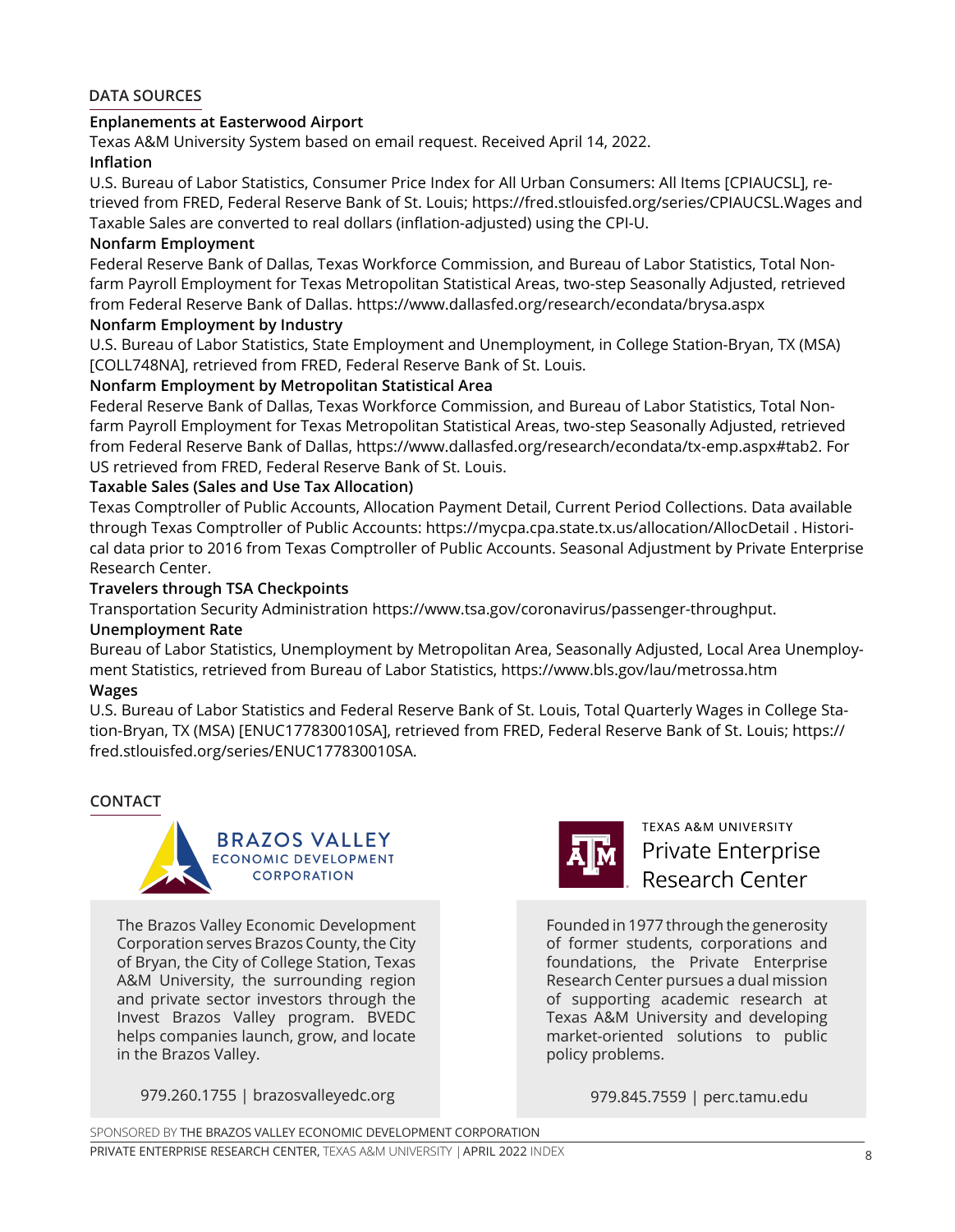## DATA SOURCES

**Enplanements at Easterwood Airport**

Texas A&M University System based on email request. Received April 14, 2022.

**Inflation**

U.S. Bureau of Labor Statistics, Consumer Price Index for All Urban Consumers: All Items [CPIAUCSL], retrieved from FRED, Federal Reserve Bank of St. Louis; https://fred.stlouisfed.org/series/CPIAUCSL.Wages and Taxable Sales are converted to real dollars (inflation-adjusted) using the CPI-U.

**Nonfarm Employment**

Federal Reserve Bank of Dallas, Texas Workforce Commission, and Bureau of Labor Statistics, Total Nonfarm Payroll Employment for Texas Metropolitan Statistical Areas, two-step Seasonally Adjusted, retrieved from Federal Reserve Bank of Dallas. https://www.dallasfed.org/research/econdata/brysa.aspx

**Nonfarm Employment by Industry**

U.S. Bureau of Labor Statistics, State Employment and Unemployment, in College Station-Bryan, TX (MSA) [COLL748NA], retrieved from FRED, Federal Reserve Bank of St. Louis.

**Nonfarm Employment by Metropolitan Statistical Area**

Federal Reserve Bank of Dallas, Texas Workforce Commission, and Bureau of Labor Statistics, Total Nonfarm Payroll Employment for Texas Metropolitan Statistical Areas, two-step Seasonally Adjusted, retrieved from Federal Reserve Bank of Dallas, https://www.dallasfed.org/research/econdata/tx-emp.aspx#tab2. For US retrieved from FRED, Federal Reserve Bank of St. Louis.

**Taxable Sales (Sales and Use Tax Allocation)**

Texas Comptroller of Public Accounts, Allocation Payment Detail, Current Period Collections. Data available through Texas Comptroller of Public Accounts: https://mycpa.cpa.state.tx.us/allocation/AllocDetail . Historical data prior to 2016 from Texas Comptroller of Public Accounts. Seasonal Adjustment by Private Enterprise Research Center.

**Travelers through TSA Checkpoints**

Transportation Security Administration https://www.tsa.gov/coronavirus/passenger-throughput.

**Unemployment Rate**

Bureau of Labor Statistics, Unemployment by Metropolitan Area, Seasonally Adjusted, Local Area Unemployment Statistics, retrieved from Bureau of Labor Statistics, https://www.bls.gov/lau/metrossa.htm

**Wages**

U.S. Bureau of Labor Statistics and Federal Reserve Bank of St. Louis, Total Quarterly Wages in College Station-Bryan, TX (MSA) [ENUC177830010SA], retrieved from FRED, Federal Reserve Bank of St. Louis; https://fred.stlouisfed.org/series/ENUC177830010SA.

## CONTACT

**BRAZOS VALLEY ECONOMIC DEVELOPMENT CORPORATION**

The Brazos Valley Economic Development Corporation serves Brazos County, the City of Bryan, the City of College Station, Texas A&M University, the surrounding region and private sector investors through the Invest Brazos Valley program. BVEDC helps companies launch, grow, and locate in the Brazos Valley.

979.260.1755 | brazosvalleyedc.org

**TEXAS A&M UNIVERSITY Private Enterprise Research Center**

Founded in 1977 through the generosity of former students, corporations and foundations, the Private Enterprise Research Center pursues a dual mission of supporting academic research at Texas A&M University and developing market-oriented solutions to public policy problems.

979.845.7559 | perc.tamu.edu

SPONSORED BY THE BRAZOS VALLEY ECONOMIC DEVELOPMENT CORPORATION